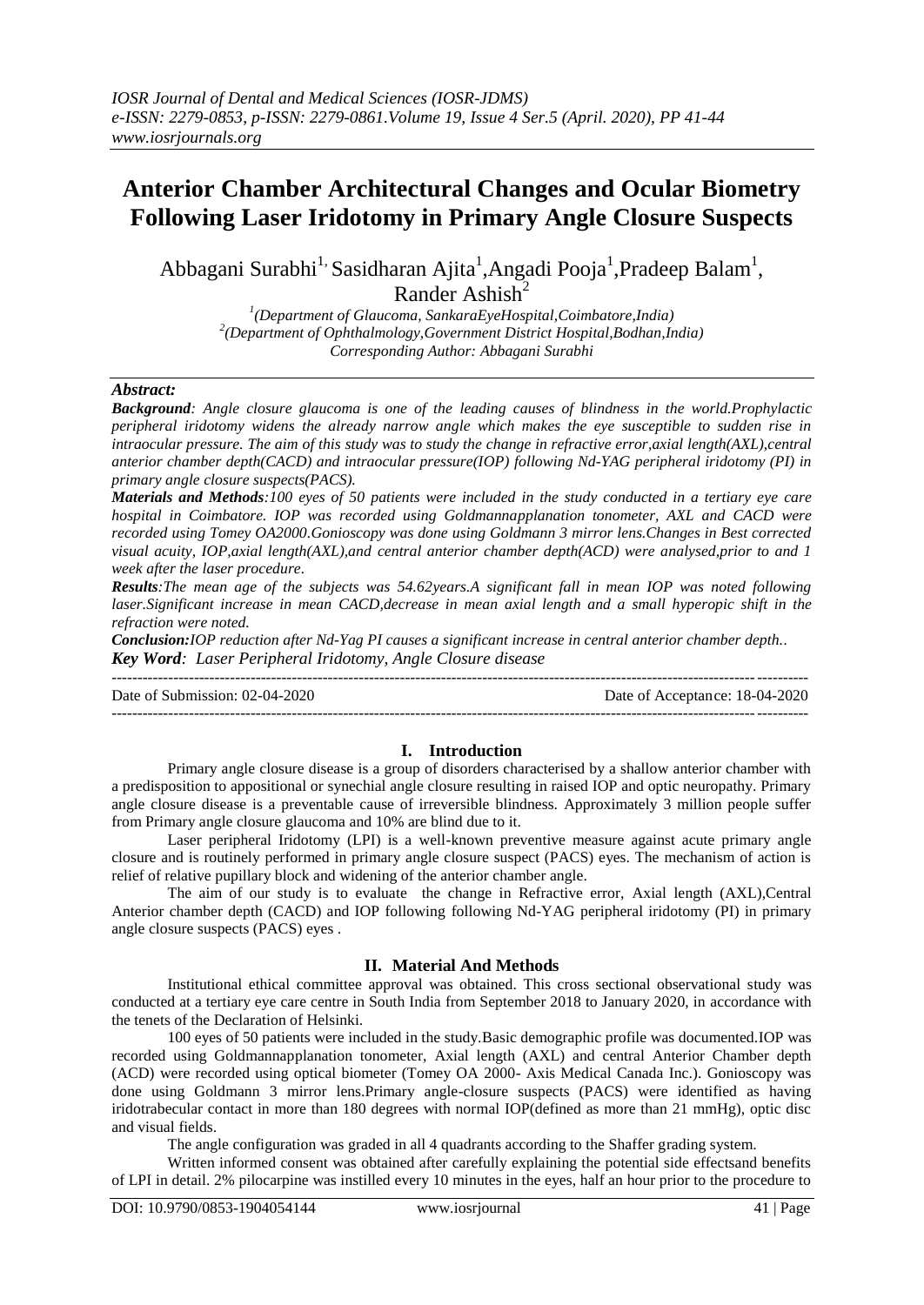# Anterior Chamber Architectural Changes and Ocular Biometry Following Laser Iridotomy in Primary Angle Closure Suspects

Abbagani Surabhi[1], Sasidharan Ajita[1], Angadi Pooja[1], Pradeep Balam[1], Rander Ashish[2]

[1](Department of Glaucoma, SankaraEyeHospital,Coimbatore,India)
[2](Department of Ophthalmology,Government District Hospital,Bodhan,India)
*Corresponding Author: Abbagani Surabhi*

## *Abstract:*

***Background**: Angle closure glaucoma is one of the leading causes of blindness in the world.Prophylactic peripheral iridotomy widens the already narrow angle which makes the eye susceptible to sudden rise in intraocular pressure. The aim of this study was to study the change in refractive error,axial length(AXL),central anterior chamber depth(CACD) and intraocular pressure(IOP) following Nd-YAG peripheral iridotomy (PI) in primary angle closure suspects(PACS).*

***Materials and Methods**:100 eyes of 50 patients were included in the study conducted in a tertiary eye care hospital in Coimbatore. IOP was recorded using Goldmannapplanation tonometer, AXL and CACD were recorded using Tomey OA2000.Gonioscopy was done using Goldmann 3 mirror lens.Changes in Best corrected visual acuity, IOP,axial length(AXL),and central anterior chamber depth(ACD) were analysed,prior to and 1 week after the laser procedure.*

***Results**:The mean age of the subjects was 54.62years.A significant fall in mean IOP was noted following laser.Significant increase in mean CACD,decrease in mean axial length and a small hyperopic shift in the refraction were noted.*

***Conclusion**:IOP reduction after Nd-Yag PI causes a significant increase in central anterior chamber depth..*
***Key Word**: Laser Peripheral Iridotomy, Angle Closure disease*

Date of Submission: 02-04-2020 | Date of Acceptance: 18-04-2020

## I. Introduction

Primary angle closure disease is a group of disorders characterised by a shallow anterior chamber with a predisposition to appositional or synechial angle closure resulting in raised IOP and optic neuropathy. Primary angle closure disease is a preventable cause of irreversible blindness. Approximately 3 million people suffer from Primary angle closure glaucoma and 10% are blind due to it.

Laser peripheral Iridotomy (LPI) is a well-known preventive measure against acute primary angle closure and is routinely performed in primary angle closure suspect (PACS) eyes. The mechanism of action is relief of relative pupillary block and widening of the anterior chamber angle.

The aim of our study is to evaluate the change in Refractive error, Axial length (AXL),Central Anterior chamber depth (CACD) and IOP following following Nd-YAG peripheral iridotomy (PI) in primary angle closure suspects (PACS) eyes .

## II. Material And Methods

Institutional ethical committee approval was obtained. This cross sectional observational study was conducted at a tertiary eye care centre in South India from September 2018 to January 2020, in accordance with the tenets of the Declaration of Helsinki.

100 eyes of 50 patients were included in the study.Basic demographic profile was documented.IOP was recorded using Goldmannapplanation tonometer, Axial length (AXL) and central Anterior Chamber depth (ACD) were recorded using optical biometer (Tomey OA 2000- Axis Medical Canada Inc.). Gonioscopy was done using Goldmann 3 mirror lens.Primary angle-closure suspects (PACS) were identified as having iridotrabecular contact in more than 180 degrees with normal IOP(defined as more than 21 mmHg), optic disc and visual fields.

The angle configuration was graded in all 4 quadrants according to the Shaffer grading system.

Written informed consent was obtained after carefully explaining the potential side effectsand benefits of LPI in detail. 2% pilocarpine was instilled every 10 minutes in the eyes, half an hour prior to the procedure to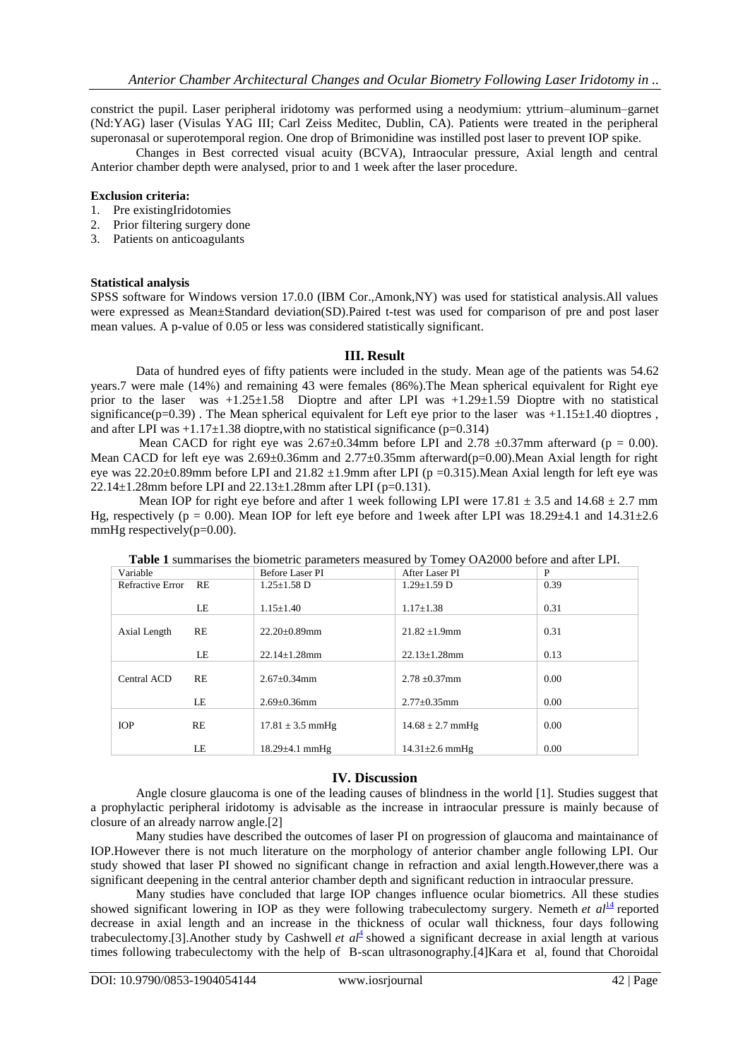constrict the pupil. Laser peripheral iridotomy was performed using a neodymium: yttrium–aluminum–garnet (Nd:YAG) laser (Visulas YAG III; Carl Zeiss Meditec, Dublin, CA). Patients were treated in the peripheral superonasal or superotemporal region. One drop of Brimonidine was instilled post laser to prevent IOP spike.

Changes in Best corrected visual acuity (BCVA), Intraocular pressure, Axial length and central Anterior chamber depth were analysed, prior to and 1 week after the laser procedure.

**Exclusion criteria:**

1. Pre existingIridotomies
2. Prior filtering surgery done
3. Patients on anticoagulants

**Statistical analysis**

SPSS software for Windows version 17.0.0 (IBM Cor.,Amonk,NY) was used for statistical analysis.All values were expressed as Mean±Standard deviation(SD).Paired t-test was used for comparison of pre and post laser mean values. A p-value of 0.05 or less was considered statistically significant.

## III. Result

Data of hundred eyes of fifty patients were included in the study. Mean age of the patients was 54.62 years.7 were male (14%) and remaining 43 were females (86%).The Mean spherical equivalent for Right eye prior to the laser was +1.25±1.58 Dioptre and after LPI was +1.29±1.59 Dioptre with no statistical significance(p=0.39) . The Mean spherical equivalent for Left eye prior to the laser was +1.15±1.40 dioptres , and after LPI was +1.17±1.38 dioptre,with no statistical significance (p=0.314)

Mean CACD for right eye was 2.67±0.34mm before LPI and 2.78 ±0.37mm afterward (p = 0.00). Mean CACD for left eye was 2.69±0.36mm and 2.77±0.35mm afterward(p=0.00).Mean Axial length for right eye was 22.20±0.89mm before LPI and 21.82 ±1.9mm after LPI (p =0.315).Mean Axial length for left eye was 22.14±1.28mm before LPI and 22.13±1.28mm after LPI (p=0.131).

Mean IOP for right eye before and after 1 week following LPI were 17.81 ± 3.5 and 14.68 ± 2.7 mm Hg, respectively (p = 0.00). Mean IOP for left eye before and 1week after LPI was 18.29±4.1 and 14.31±2.6 mmHg respectively(p=0.00).

**Table 1** summarises the biometric parameters measured by Tomey OA2000 before and after LPI.

| Variable | | Before Laser PI | After Laser PI | P |
|---|---|---|---|---|
| Refractive Error | RE | 1.25±1.58 D | 1.29±1.59 D | 0.39 |
| | LE | 1.15±1.40 | 1.17±1.38 | 0.31 |
| Axial Length | RE | 22.20±0.89mm | 21.82 ±1.9mm | 0.31 |
| | LE | 22.14±1.28mm | 22.13±1.28mm | 0.13 |
| Central ACD | RE | 2.67±0.34mm | 2.78 ±0.37mm | 0.00 |
| | LE | 2.69±0.36mm | 2.77±0.35mm | 0.00 |
| IOP | RE | 17.81 ± 3.5 mmHg | 14.68 ± 2.7 mmHg | 0.00 |
| | LE | 18.29±4.1 mmHg | 14.31±2.6 mmHg | 0.00 |

## IV. Discussion

Angle closure glaucoma is one of the leading causes of blindness in the world [1]. Studies suggest that a prophylactic peripheral iridotomy is advisable as the increase in intraocular pressure is mainly because of closure of an already narrow angle.[2]

Many studies have described the outcomes of laser PI on progression of glaucoma and maintainance of IOP.However there is not much literature on the morphology of anterior chamber angle following LPI. Our study showed that laser PI showed no significant change in refraction and axial length.However,there was a significant deepening in the central anterior chamber depth and significant reduction in intraocular pressure.

Many studies have concluded that large IOP changes influence ocular biometrics. All these studies showed significant lowering in IOP as they were following trabeculectomy surgery. Nemeth *et al*[14] reported decrease in axial length and an increase in the thickness of ocular wall thickness, four days following trabeculectomy.[3].Another study by Cashwell *et al*[4] showed a significant decrease in axial length at various times following trabeculectomy with the help of B-scan ultrasonography.[4]Kara et al, found that Choroidal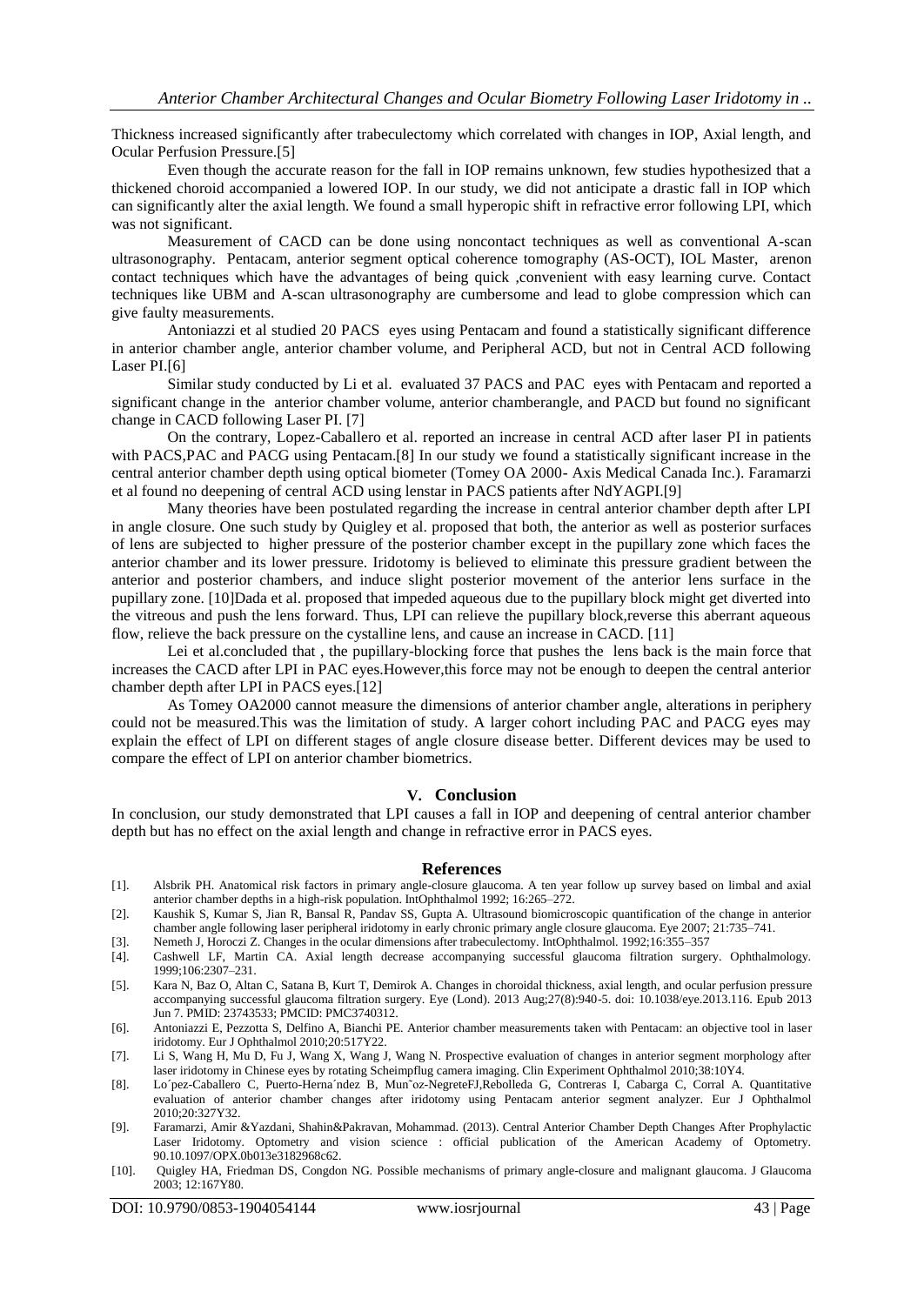Thickness increased significantly after trabeculectomy which correlated with changes in IOP, Axial length, and Ocular Perfusion Pressure.[5]

Even though the accurate reason for the fall in IOP remains unknown, few studies hypothesized that a thickened choroid accompanied a lowered IOP. In our study, we did not anticipate a drastic fall in IOP which can significantly alter the axial length. We found a small hyperopic shift in refractive error following LPI, which was not significant.

Measurement of CACD can be done using noncontact techniques as well as conventional A-scan ultrasonography. Pentacam, anterior segment optical coherence tomography (AS-OCT), IOL Master, arenon contact techniques which have the advantages of being quick ,convenient with easy learning curve. Contact techniques like UBM and A-scan ultrasonography are cumbersome and lead to globe compression which can give faulty measurements.

Antoniazzi et al studied 20 PACS eyes using Pentacam and found a statistically significant difference in anterior chamber angle, anterior chamber volume, and Peripheral ACD, but not in Central ACD following Laser PI.[6]

Similar study conducted by Li et al. evaluated 37 PACS and PAC eyes with Pentacam and reported a significant change in the anterior chamber volume, anterior chamberangle, and PACD but found no significant change in CACD following Laser PI. [7]

On the contrary, Lopez-Caballero et al. reported an increase in central ACD after laser PI in patients with PACS,PAC and PACG using Pentacam.[8] In our study we found a statistically significant increase in the central anterior chamber depth using optical biometer (Tomey OA 2000- Axis Medical Canada Inc.). Faramarzi et al found no deepening of central ACD using lenstar in PACS patients after NdYAGPI.[9]

Many theories have been postulated regarding the increase in central anterior chamber depth after LPI in angle closure. One such study by Quigley et al. proposed that both, the anterior as well as posterior surfaces of lens are subjected to higher pressure of the posterior chamber except in the pupillary zone which faces the anterior chamber and its lower pressure. Iridotomy is believed to eliminate this pressure gradient between the anterior and posterior chambers, and induce slight posterior movement of the anterior lens surface in the pupillary zone. [10]Dada et al. proposed that impeded aqueous due to the pupillary block might get diverted into the vitreous and push the lens forward. Thus, LPI can relieve the pupillary block,reverse this aberrant aqueous flow, relieve the back pressure on the cystalline lens, and cause an increase in CACD. [11]

Lei et al.concluded that , the pupillary-blocking force that pushes the lens back is the main force that increases the CACD after LPI in PAC eyes.However,this force may not be enough to deepen the central anterior chamber depth after LPI in PACS eyes.[12]

As Tomey OA2000 cannot measure the dimensions of anterior chamber angle, alterations in periphery could not be measured.This was the limitation of study. A larger cohort including PAC and PACG eyes may explain the effect of LPI on different stages of angle closure disease better. Different devices may be used to compare the effect of LPI on anterior chamber biometrics.

## V. Conclusion

In conclusion, our study demonstrated that LPI causes a fall in IOP and deepening of central anterior chamber depth but has no effect on the axial length and change in refractive error in PACS eyes.

## References

[1]. Alsbrik PH. Anatomical risk factors in primary angle-closure glaucoma. A ten year follow up survey based on limbal and axial anterior chamber depths in a high-risk population. IntOphthalmol 1992; 16:265–272.

[2]. Kaushik S, Kumar S, Jian R, Bansal R, Pandav SS, Gupta A. Ultrasound biomicroscopic quantification of the change in anterior chamber angle following laser peripheral iridotomy in early chronic primary angle closure glaucoma. Eye 2007; 21:735–741.

[3]. Nemeth J, Horoczi Z. Changes in the ocular dimensions after trabeculectomy. IntOphthalmol. 1992;16:355–357

[4]. Cashwell LF, Martin CA. Axial length decrease accompanying successful glaucoma filtration surgery. Ophthalmology. 1999;106:2307–231.

[5]. Kara N, Baz O, Altan C, Satana B, Kurt T, Demirok A. Changes in choroidal thickness, axial length, and ocular perfusion pressure accompanying successful glaucoma filtration surgery. Eye (Lond). 2013 Aug;27(8):940-5. doi: 10.1038/eye.2013.116. Epub 2013 Jun 7. PMID: 23743533; PMCID: PMC3740312.

[6]. Antoniazzi E, Pezzotta S, Delfino A, Bianchi PE. Anterior chamber measurements taken with Pentacam: an objective tool in laser iridotomy. Eur J Ophthalmol 2010;20:517Y22.

[7]. Li S, Wang H, Mu D, Fu J, Wang X, Wang J, Wang N. Prospective evaluation of changes in anterior segment morphology after laser iridotomy in Chinese eyes by rotating Scheimpflug camera imaging. Clin Experiment Ophthalmol 2010;38:10Y4.

[8]. Lo´pez-Caballero C, Puerto-Herna´ndez B, Mun˜oz-NegreteFJ,Rebolleda G, Contreras I, Cabarga C, Corral A. Quantitative evaluation of anterior chamber changes after iridotomy using Pentacam anterior segment analyzer. Eur J Ophthalmol 2010;20:327Y32.

[9]. Faramarzi, Amir &Yazdani, Shahin&Pakravan, Mohammad. (2013). Central Anterior Chamber Depth Changes After Prophylactic Laser Iridotomy. Optometry and vision science : official publication of the American Academy of Optometry. 90.10.1097/OPX.0b013e3182968c62.

[10]. Quigley HA, Friedman DS, Congdon NG. Possible mechanisms of primary angle-closure and malignant glaucoma. J Glaucoma 2003; 12:167Y80.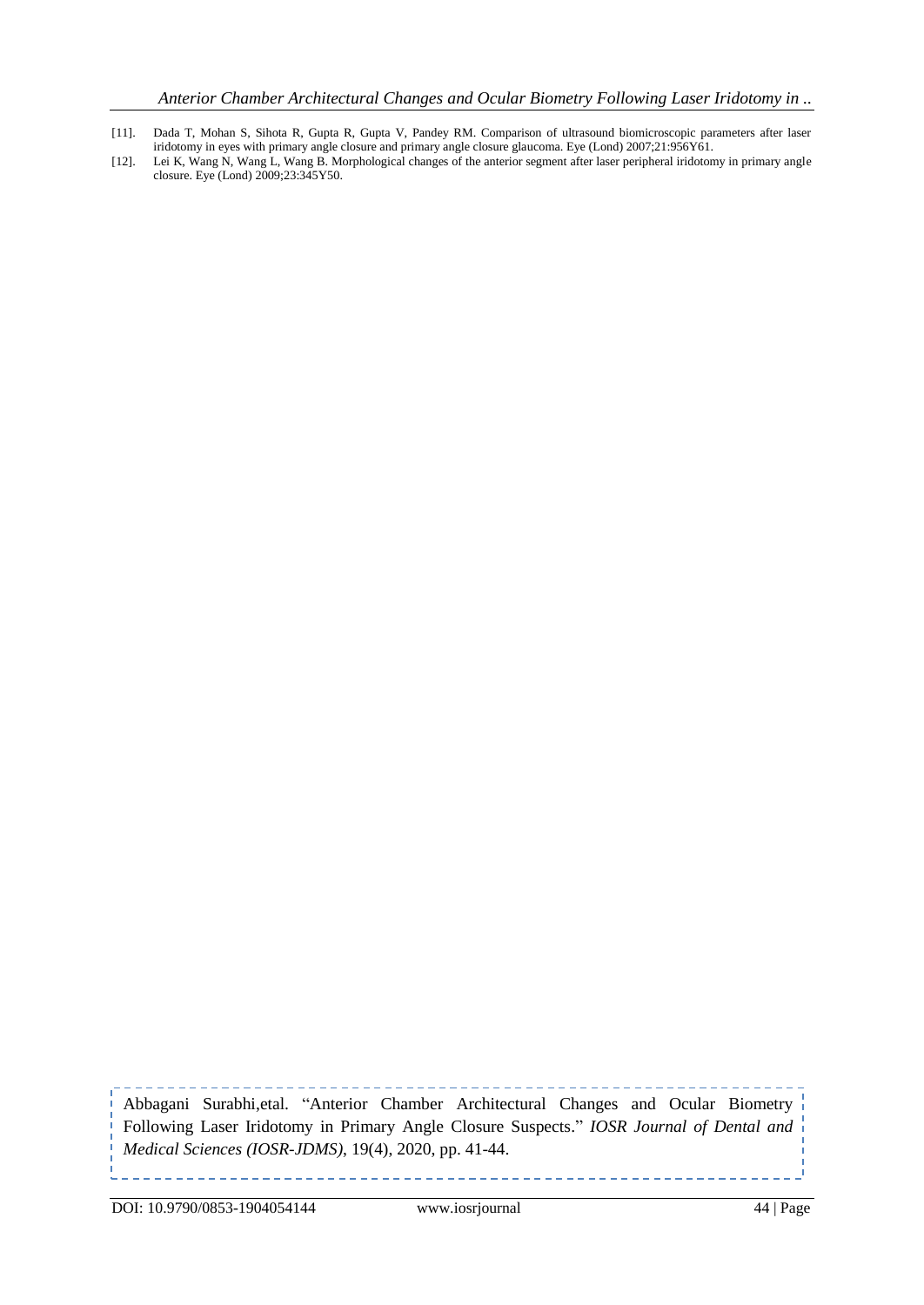[11]. Dada T, Mohan S, Sihota R, Gupta R, Gupta V, Pandey RM. Comparison of ultrasound biomicroscopic parameters after laser iridotomy in eyes with primary angle closure and primary angle closure glaucoma. Eye (Lond) 2007;21:956Y61.

[12]. Lei K, Wang N, Wang L, Wang B. Morphological changes of the anterior segment after laser peripheral iridotomy in primary angle closure. Eye (Lond) 2009;23:345Y50.

Abbagani Surabhi,etal. "Anterior Chamber Architectural Changes and Ocular Biometry Following Laser Iridotomy in Primary Angle Closure Suspects." *IOSR Journal of Dental and Medical Sciences (IOSR-JDMS)*, 19(4), 2020, pp. 41-44.